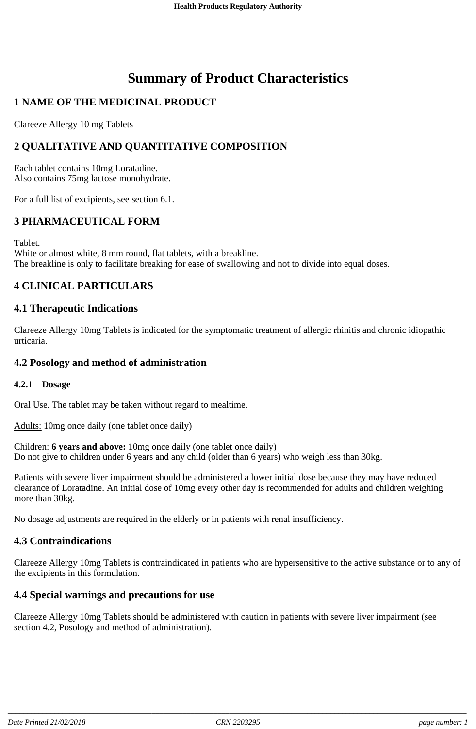# Summary of Product Characteristics

## 1 NAME OF THE MEDICINAL PRODUCT

Clareeze Allergy 10 mg Tablets

## 2 QUALITATIVE AND QUANTITATIVE COMPOSITION

Each tablet contains 10mg Loratadine.
Also contains 75mg lactose monohydrate.

For a full list of excipients, see section 6.1.

## 3 PHARMACEUTICAL FORM

Tablet.
White or almost white, 8 mm round, flat tablets, with a breakline.
The breakline is only to facilitate breaking for ease of swallowing and not to divide into equal doses.

## 4 CLINICAL PARTICULARS

### 4.1 Therapeutic Indications

Clareeze Allergy 10mg Tablets is indicated for the symptomatic treatment of allergic rhinitis and chronic idiopathic urticaria.

### 4.2 Posology and method of administration

#### 4.2.1 Dosage

Oral Use. The tablet may be taken without regard to mealtime.

Adults: 10mg once daily (one tablet once daily)

Children: **6 years and above:** 10mg once daily (one tablet once daily)
Do not give to children under 6 years and any child (older than 6 years) who weigh less than 30kg.

Patients with severe liver impairment should be administered a lower initial dose because they may have reduced clearance of Loratadine. An initial dose of 10mg every other day is recommended for adults and children weighing more than 30kg.

No dosage adjustments are required in the elderly or in patients with renal insufficiency.

### 4.3 Contraindications

Clareeze Allergy 10mg Tablets is contraindicated in patients who are hypersensitive to the active substance or to any of the excipients in this formulation.

### 4.4 Special warnings and precautions for use

Clareeze Allergy 10mg Tablets should be administered with caution in patients with severe liver impairment (see section 4.2, Posology and method of administration).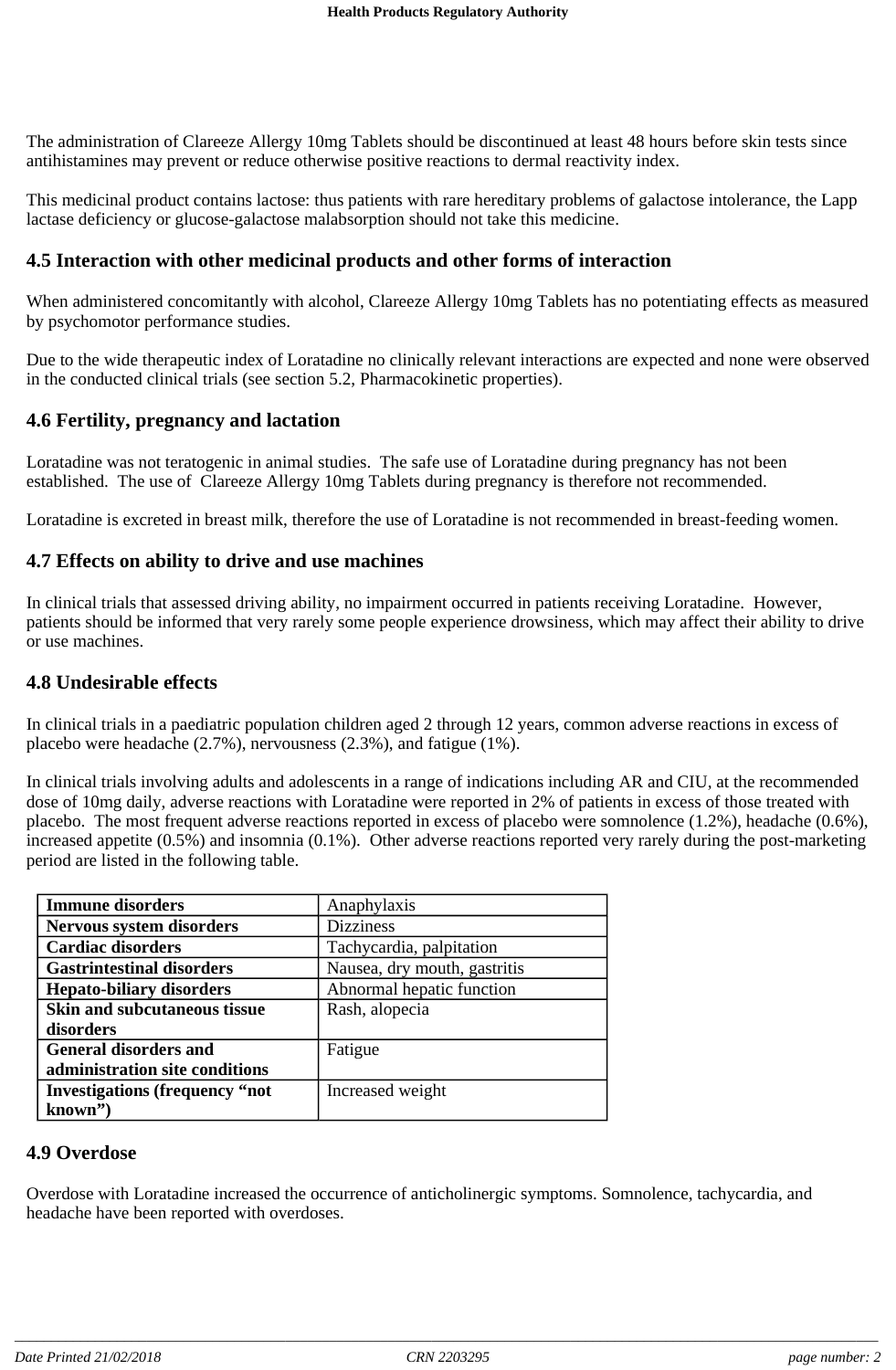The administration of Clareeze Allergy 10mg Tablets should be discontinued at least 48 hours before skin tests since antihistamines may prevent or reduce otherwise positive reactions to dermal reactivity index.

This medicinal product contains lactose: thus patients with rare hereditary problems of galactose intolerance, the Lapp lactase deficiency or glucose-galactose malabsorption should not take this medicine.

## 4.5 Interaction with other medicinal products and other forms of interaction

When administered concomitantly with alcohol, Clareeze Allergy 10mg Tablets has no potentiating effects as measured by psychomotor performance studies.

Due to the wide therapeutic index of Loratadine no clinically relevant interactions are expected and none were observed in the conducted clinical trials (see section 5.2, Pharmacokinetic properties).

## 4.6 Fertility, pregnancy and lactation

Loratadine was not teratogenic in animal studies. The safe use of Loratadine during pregnancy has not been established. The use of Clareeze Allergy 10mg Tablets during pregnancy is therefore not recommended.

Loratadine is excreted in breast milk, therefore the use of Loratadine is not recommended in breast-feeding women.

## 4.7 Effects on ability to drive and use machines

In clinical trials that assessed driving ability, no impairment occurred in patients receiving Loratadine. However, patients should be informed that very rarely some people experience drowsiness, which may affect their ability to drive or use machines.

## 4.8 Undesirable effects

In clinical trials in a paediatric population children aged 2 through 12 years, common adverse reactions in excess of placebo were headache (2.7%), nervousness (2.3%), and fatigue (1%).

In clinical trials involving adults and adolescents in a range of indications including AR and CIU, at the recommended dose of 10mg daily, adverse reactions with Loratadine were reported in 2% of patients in excess of those treated with placebo. The most frequent adverse reactions reported in excess of placebo were somnolence (1.2%), headache (0.6%), increased appetite (0.5%) and insomnia (0.1%). Other adverse reactions reported very rarely during the post-marketing period are listed in the following table.

| | |
|---|---|
| **Immune disorders** | Anaphylaxis |
| **Nervous system disorders** | Dizziness |
| **Cardiac disorders** | Tachycardia, palpitation |
| **Gastrintestinal disorders** | Nausea, dry mouth, gastritis |
| **Hepato-biliary disorders** | Abnormal hepatic function |
| **Skin and subcutaneous tissue disorders** | Rash, alopecia |
| **General disorders and administration site conditions** | Fatigue |
| **Investigations (frequency "not known")** | Increased weight |

## 4.9 Overdose

Overdose with Loratadine increased the occurrence of anticholinergic symptoms. Somnolence, tachycardia, and headache have been reported with overdoses.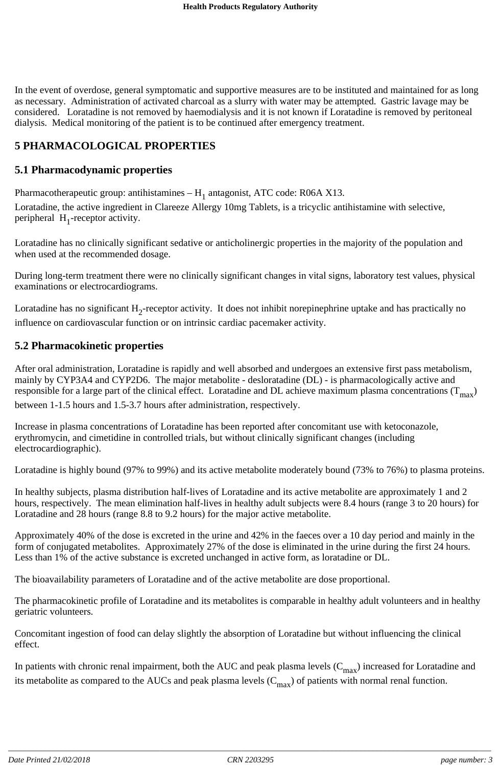In the event of overdose, general symptomatic and supportive measures are to be instituted and maintained for as long as necessary. Administration of activated charcoal as a slurry with water may be attempted. Gastric lavage may be considered. Loratadine is not removed by haemodialysis and it is not known if Loratadine is removed by peritoneal dialysis. Medical monitoring of the patient is to be continued after emergency treatment.

# 5 PHARMACOLOGICAL PROPERTIES

## 5.1 Pharmacodynamic properties

Pharmacotherapeutic group: antihistamines – $H_1$ antagonist, ATC code: R06A X13.
Loratadine, the active ingredient in Clareeze Allergy 10mg Tablets, is a tricyclic antihistamine with selective, peripheral $H_1$-receptor activity.

Loratadine has no clinically significant sedative or anticholinergic properties in the majority of the population and when used at the recommended dosage.

During long-term treatment there were no clinically significant changes in vital signs, laboratory test values, physical examinations or electrocardiograms.

Loratadine has no significant $H_2$-receptor activity. It does not inhibit norepinephrine uptake and has practically no influence on cardiovascular function or on intrinsic cardiac pacemaker activity.

## 5.2 Pharmacokinetic properties

After oral administration, Loratadine is rapidly and well absorbed and undergoes an extensive first pass metabolism, mainly by CYP3A4 and CYP2D6. The major metabolite - desloratadine (DL) - is pharmacologically active and responsible for a large part of the clinical effect. Loratadine and DL achieve maximum plasma concentrations ($T_{max}$) between 1-1.5 hours and 1.5-3.7 hours after administration, respectively.

Increase in plasma concentrations of Loratadine has been reported after concomitant use with ketoconazole, erythromycin, and cimetidine in controlled trials, but without clinically significant changes (including electrocardiographic).

Loratadine is highly bound (97% to 99%) and its active metabolite moderately bound (73% to 76%) to plasma proteins.

In healthy subjects, plasma distribution half-lives of Loratadine and its active metabolite are approximately 1 and 2 hours, respectively. The mean elimination half-lives in healthy adult subjects were 8.4 hours (range 3 to 20 hours) for Loratadine and 28 hours (range 8.8 to 9.2 hours) for the major active metabolite.

Approximately 40% of the dose is excreted in the urine and 42% in the faeces over a 10 day period and mainly in the form of conjugated metabolites. Approximately 27% of the dose is eliminated in the urine during the first 24 hours. Less than 1% of the active substance is excreted unchanged in active form, as loratadine or DL.

The bioavailability parameters of Loratadine and of the active metabolite are dose proportional.

The pharmacokinetic profile of Loratadine and its metabolites is comparable in healthy adult volunteers and in healthy geriatric volunteers.

Concomitant ingestion of food can delay slightly the absorption of Loratadine but without influencing the clinical effect.

In patients with chronic renal impairment, both the AUC and peak plasma levels ($C_{max}$) increased for Loratadine and its metabolite as compared to the AUCs and peak plasma levels ($C_{max}$) of patients with normal renal function.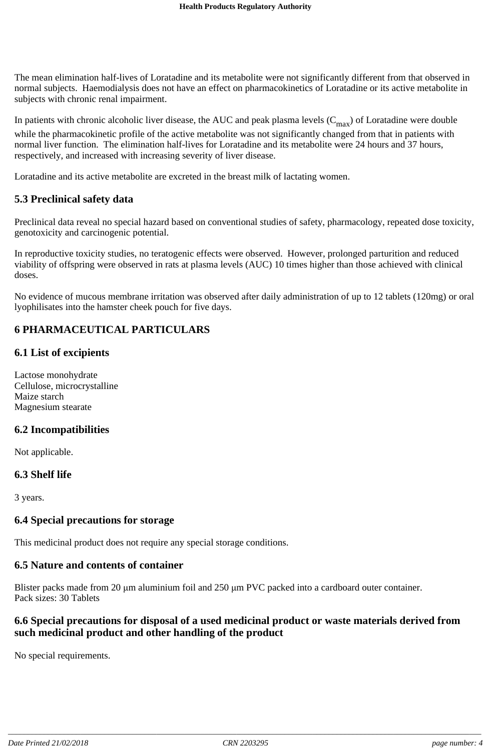The mean elimination half-lives of Loratadine and its metabolite were not significantly different from that observed in normal subjects. Haemodialysis does not have an effect on pharmacokinetics of Loratadine or its active metabolite in subjects with chronic renal impairment.

In patients with chronic alcoholic liver disease, the AUC and peak plasma levels ($C_{max}$) of Loratadine were double while the pharmacokinetic profile of the active metabolite was not significantly changed from that in patients with normal liver function. The elimination half-lives for Loratadine and its metabolite were 24 hours and 37 hours, respectively, and increased with increasing severity of liver disease.

Loratadine and its active metabolite are excreted in the breast milk of lactating women.

### 5.3 Preclinical safety data

Preclinical data reveal no special hazard based on conventional studies of safety, pharmacology, repeated dose toxicity, genotoxicity and carcinogenic potential.

In reproductive toxicity studies, no teratogenic effects were observed. However, prolonged parturition and reduced viability of offspring were observed in rats at plasma levels (AUC) 10 times higher than those achieved with clinical doses.

No evidence of mucous membrane irritation was observed after daily administration of up to 12 tablets (120mg) or oral lyophilisates into the hamster cheek pouch for five days.

## 6 PHARMACEUTICAL PARTICULARS

### 6.1 List of excipients

Lactose monohydrate
Cellulose, microcrystalline
Maize starch
Magnesium stearate

### 6.2 Incompatibilities

Not applicable.

### 6.3 Shelf life

3 years.

### 6.4 Special precautions for storage

This medicinal product does not require any special storage conditions.

### 6.5 Nature and contents of container

Blister packs made from 20 μm aluminium foil and 250 μm PVC packed into a cardboard outer container.
Pack sizes: 30 Tablets

### 6.6 Special precautions for disposal of a used medicinal product or waste materials derived from such medicinal product and other handling of the product

No special requirements.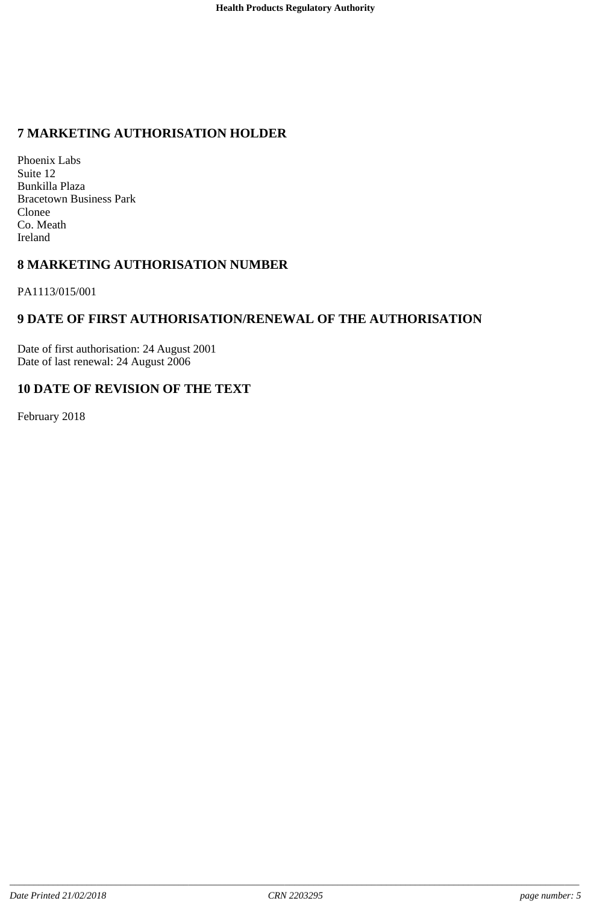## 7 MARKETING AUTHORISATION HOLDER

Phoenix Labs
Suite 12
Bunkilla Plaza
Bracetown Business Park
Clonee
Co. Meath
Ireland

## 8 MARKETING AUTHORISATION NUMBER

PA1113/015/001

## 9 DATE OF FIRST AUTHORISATION/RENEWAL OF THE AUTHORISATION

Date of first authorisation: 24 August 2001
Date of last renewal: 24 August 2006

## 10 DATE OF REVISION OF THE TEXT

February 2018